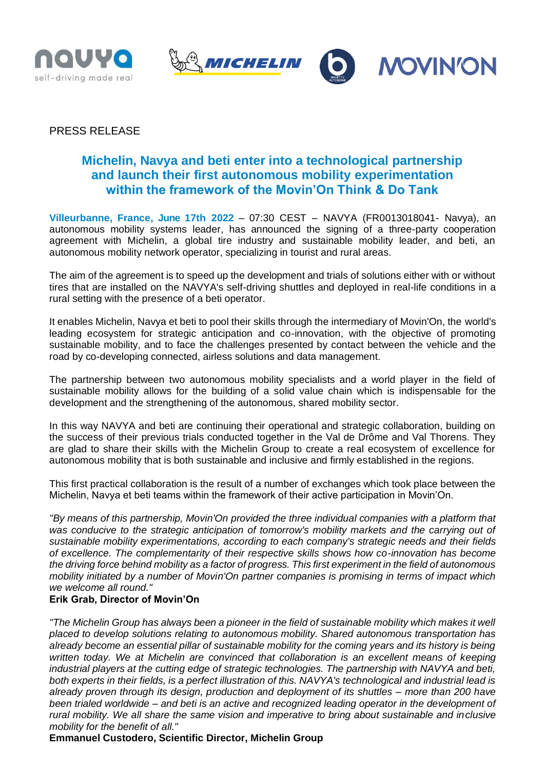PRESS RELEASE

# Michelin, Navya and beti enter into a technological partnership and launch their first autonomous mobility experimentation within the framework of the Movin'On Think & Do Tank

**Villeurbanne, France, June 17th 2022** – 07:30 CEST – NAVYA (FR0013018041- Navya), an autonomous mobility systems leader, has announced the signing of a three-party cooperation agreement with Michelin, a global tire industry and sustainable mobility leader, and beti, an autonomous mobility network operator, specializing in tourist and rural areas.

The aim of the agreement is to speed up the development and trials of solutions either with or without tires that are installed on the NAVYA's self-driving shuttles and deployed in real-life conditions in a rural setting with the presence of a beti operator.

It enables Michelin, Navya et beti to pool their skills through the intermediary of Movin'On, the world's leading ecosystem for strategic anticipation and co-innovation, with the objective of promoting sustainable mobility, and to face the challenges presented by contact between the vehicle and the road by co-developing connected, airless solutions and data management.

The partnership between two autonomous mobility specialists and a world player in the field of sustainable mobility allows for the building of a solid value chain which is indispensable for the development and the strengthening of the autonomous, shared mobility sector.

In this way NAVYA and beti are continuing their operational and strategic collaboration, building on the success of their previous trials conducted together in the Val de Drôme and Val Thorens. They are glad to share their skills with the Michelin Group to create a real ecosystem of excellence for autonomous mobility that is both sustainable and inclusive and firmly established in the regions.

This first practical collaboration is the result of a number of exchanges which took place between the Michelin, Navya et beti teams within the framework of their active participation in Movin'On.

*"By means of this partnership, Movin'On provided the three individual companies with a platform that was conducive to the strategic anticipation of tomorrow's mobility markets and the carrying out of sustainable mobility experimentations, according to each company's strategic needs and their fields of excellence. The complementarity of their respective skills shows how co-innovation has become the driving force behind mobility as a factor of progress. This first experiment in the field of autonomous mobility initiated by a number of Movin'On partner companies is promising in terms of impact which we welcome all round."*

**Erik Grab, Director of Movin'On**

*"The Michelin Group has always been a pioneer in the field of sustainable mobility which makes it well placed to develop solutions relating to autonomous mobility. Shared autonomous transportation has already become an essential pillar of sustainable mobility for the coming years and its history is being written today. We at Michelin are convinced that collaboration is an excellent means of keeping industrial players at the cutting edge of strategic technologies. The partnership with NAVYA and beti, both experts in their fields, is a perfect illustration of this. NAVYA's technological and industrial lead is already proven through its design, production and deployment of its shuttles – more than 200 have been trialed worldwide – and beti is an active and recognized leading operator in the development of rural mobility. We all share the same vision and imperative to bring about sustainable and inclusive mobility for the benefit of all."*

**Emmanuel Custodero, Scientific Director, Michelin Group**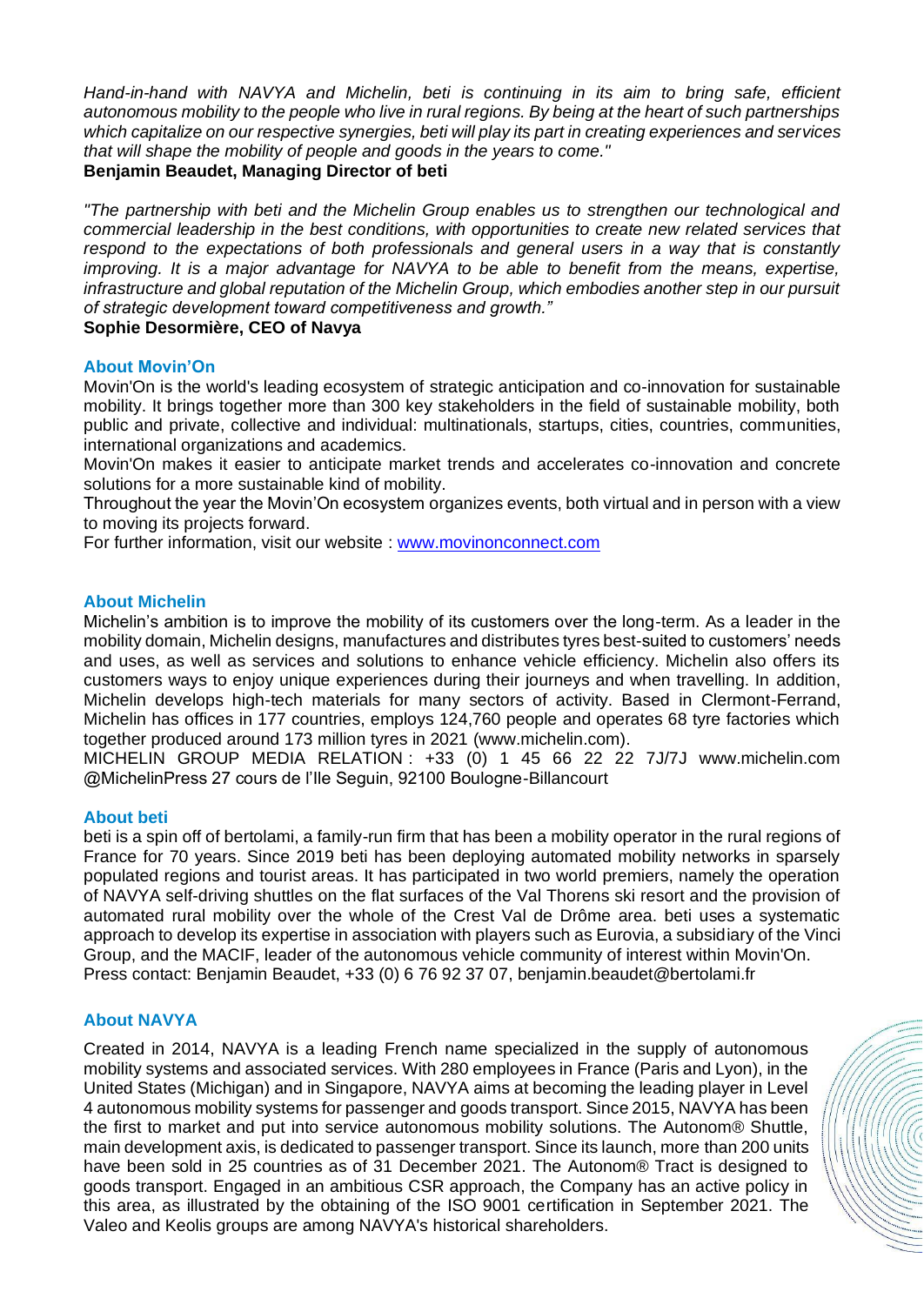*Hand-in-hand with NAVYA and Michelin, beti is continuing in its aim to bring safe, efficient autonomous mobility to the people who live in rural regions. By being at the heart of such partnerships which capitalize on our respective synergies, beti will play its part in creating experiences and services that will shape the mobility of people and goods in the years to come."*

**Benjamin Beaudet, Managing Director of beti**

*"The partnership with beti and the Michelin Group enables us to strengthen our technological and commercial leadership in the best conditions, with opportunities to create new related services that respond to the expectations of both professionals and general users in a way that is constantly improving. It is a major advantage for NAVYA to be able to benefit from the means, expertise, infrastructure and global reputation of the Michelin Group, which embodies another step in our pursuit of strategic development toward competitiveness and growth."*

**Sophie Desormière, CEO of Navya**

### About Movin'On

Movin'On is the world's leading ecosystem of strategic anticipation and co-innovation for sustainable mobility. It brings together more than 300 key stakeholders in the field of sustainable mobility, both public and private, collective and individual: multinationals, startups, cities, countries, communities, international organizations and academics.

Movin'On makes it easier to anticipate market trends and accelerates co-innovation and concrete solutions for a more sustainable kind of mobility.

Throughout the year the Movin'On ecosystem organizes events, both virtual and in person with a view to moving its projects forward.

For further information, visit our website : [www.movinonconnect.com](www.movinonconnect.com)

### About Michelin

Michelin's ambition is to improve the mobility of its customers over the long-term. As a leader in the mobility domain, Michelin designs, manufactures and distributes tyres best-suited to customers' needs and uses, as well as services and solutions to enhance vehicle efficiency. Michelin also offers its customers ways to enjoy unique experiences during their journeys and when travelling. In addition, Michelin develops high-tech materials for many sectors of activity. Based in Clermont-Ferrand, Michelin has offices in 177 countries, employs 124,760 people and operates 68 tyre factories which together produced around 173 million tyres in 2021 (www.michelin.com).

MICHELIN GROUP MEDIA RELATION : +33 (0) 1 45 66 22 22 7J/7J www.michelin.com @MichelinPress 27 cours de l'Ile Seguin, 92100 Boulogne-Billancourt

### About beti

beti is a spin off of bertolami, a family-run firm that has been a mobility operator in the rural regions of France for 70 years. Since 2019 beti has been deploying automated mobility networks in sparsely populated regions and tourist areas. It has participated in two world premiers, namely the operation of NAVYA self-driving shuttles on the flat surfaces of the Val Thorens ski resort and the provision of automated rural mobility over the whole of the Crest Val de Drôme area. beti uses a systematic approach to develop its expertise in association with players such as Eurovia, a subsidiary of the Vinci Group, and the MACIF, leader of the autonomous vehicle community of interest within Movin'On.

Press contact: Benjamin Beaudet, +33 (0) 6 76 92 37 07, benjamin.beaudet@bertolami.fr

### About NAVYA

Created in 2014, NAVYA is a leading French name specialized in the supply of autonomous mobility systems and associated services. With 280 employees in France (Paris and Lyon), in the United States (Michigan) and in Singapore, NAVYA aims at becoming the leading player in Level 4 autonomous mobility systems for passenger and goods transport. Since 2015, NAVYA has been the first to market and put into service autonomous mobility solutions. The Autonom® Shuttle, main development axis, is dedicated to passenger transport. Since its launch, more than 200 units have been sold in 25 countries as of 31 December 2021. The Autonom® Tract is designed to goods transport. Engaged in an ambitious CSR approach, the Company has an active policy in this area, as illustrated by the obtaining of the ISO 9001 certification in September 2021. The Valeo and Keolis groups are among NAVYA's historical shareholders.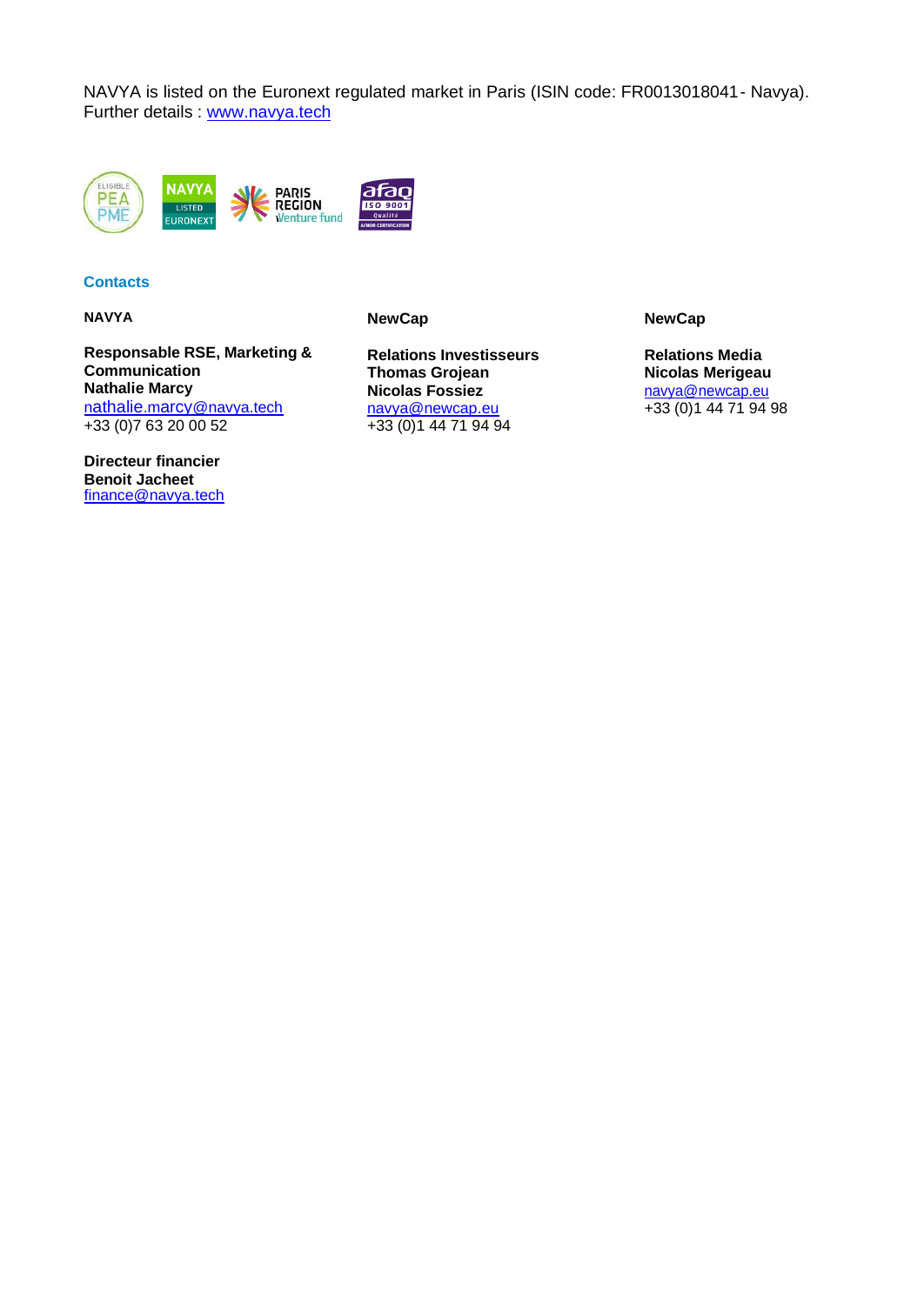NAVYA is listed on the Euronext regulated market in Paris (ISIN code: FR0013018041 - Navya).
Further details : www.navya.tech

## Contacts

**NAVYA**

**Responsable RSE, Marketing & Communication**
**Nathalie Marcy**
nathalie.marcy@navya.tech
+33 (0)7 63 20 00 52

**Directeur financier**
**Benoit Jacheet**
finance@navya.tech

**NewCap**

**Relations Investisseurs**
**Thomas Grojean**
**Nicolas Fossiez**
navya@newcap.eu
+33 (0)1 44 71 94 94

**NewCap**

**Relations Media**
**Nicolas Merigeau**
navya@newcap.eu
+33 (0)1 44 71 94 98